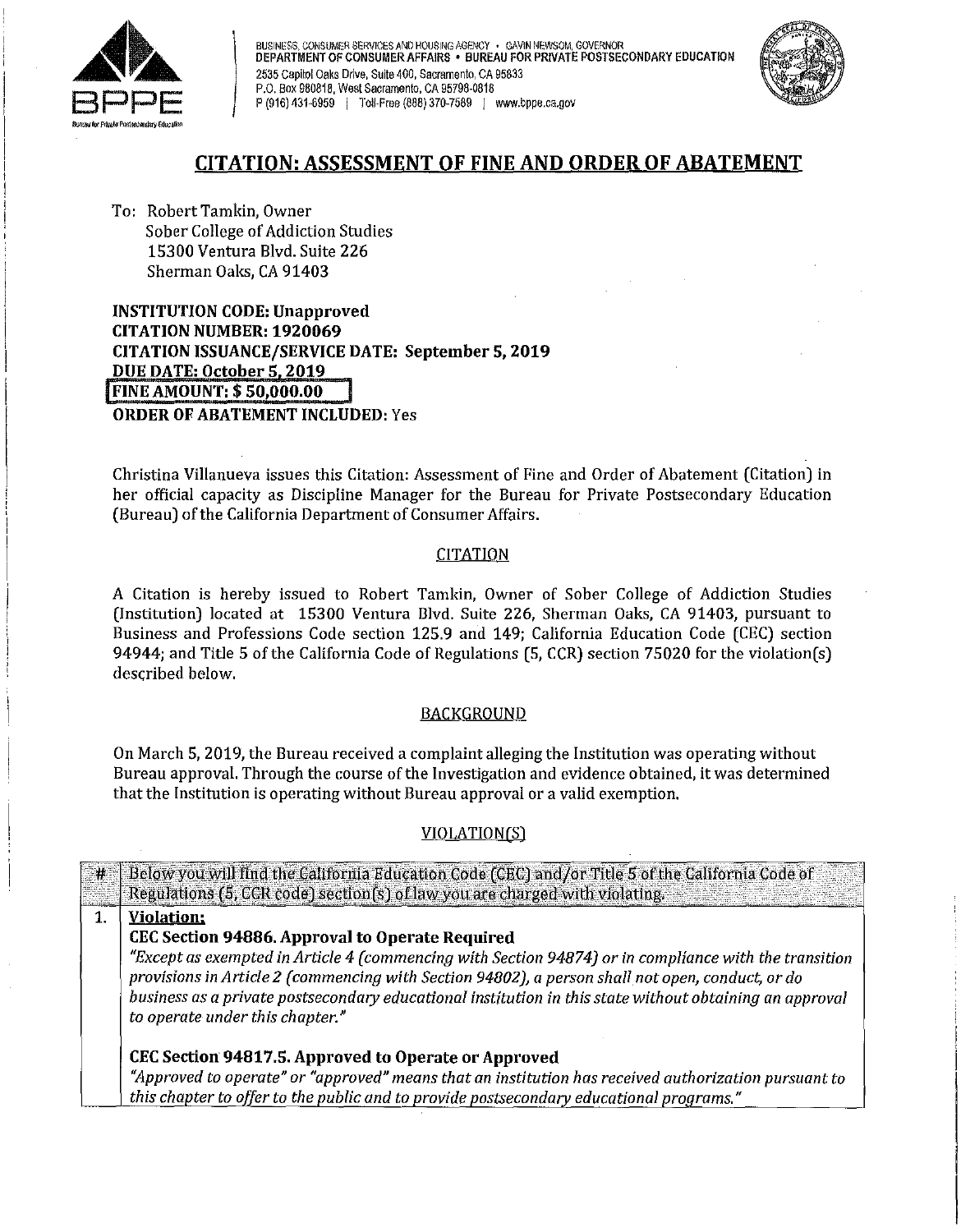BUSINESS, CONSUMER SERVICES AND HOUSING AGENCY • GAVIN NEWSOM, GOVERNOR
DEPARTMENT OF CONSUMER AFFAIRS • BUREAU FOR PRIVATE POSTSECONDARY EDUCATION
2535 Capitol Oaks Drive, Suite 400, Sacramento, CA 95833
P.O. Box 980818, West Sacramento, CA 95798-0818
P (916) 431-6959 | Toll-Free (888) 370-7589 | www.bppe.ca.gov

# CITATION: ASSESSMENT OF FINE AND ORDER OF ABATEMENT

To: Robert Tamkin, Owner
Sober College of Addiction Studies
15300 Ventura Blvd. Suite 226
Sherman Oaks, CA 91403

**INSTITUTION CODE: Unapproved**
**CITATION NUMBER: 1920069**
**CITATION ISSUANCE/SERVICE DATE: September 5, 2019**
**DUE DATE: October 5, 2019**
**FINE AMOUNT: $ 50,000.00**
**ORDER OF ABATEMENT INCLUDED:** Yes

Christina Villanueva issues this Citation: Assessment of Fine and Order of Abatement (Citation) in her official capacity as Discipline Manager for the Bureau for Private Postsecondary Education (Bureau) of the California Department of Consumer Affairs.

## CITATION

A Citation is hereby issued to Robert Tamkin, Owner of Sober College of Addiction Studies (Institution) located at 15300 Ventura Blvd. Suite 226, Sherman Oaks, CA 91403, pursuant to Business and Professions Code section 125.9 and 149; California Education Code (CEC) section 94944; and Title 5 of the California Code of Regulations (5, CCR) section 75020 for the violation(s) described below.

## BACKGROUND

On March 5, 2019, the Bureau received a complaint alleging the Institution was operating without Bureau approval. Through the course of the Investigation and evidence obtained, it was determined that the Institution is operating without Bureau approval or a valid exemption.

## VIOLATION(S)

| # | Below you will find the California Education Code (CEC) and/or Title 5 of the California Code of Regulations (5, CCR code) section(s) of law you are charged with violating. |
|---|---|
| 1. | **Violation:** **CEC Section 94886. Approval to Operate Required** *"Except as exempted in Article 4 (commencing with Section 94874) or in compliance with the transition provisions in Article 2 (commencing with Section 94802), a person shall not open, conduct, or do business as a private postsecondary educational institution in this state without obtaining an approval to operate under this chapter."* **CEC Section 94817.5. Approved to Operate or Approved** *"Approved to operate" or "approved" means that an institution has received authorization pursuant to this chapter to offer to the public and to provide postsecondary educational programs."* |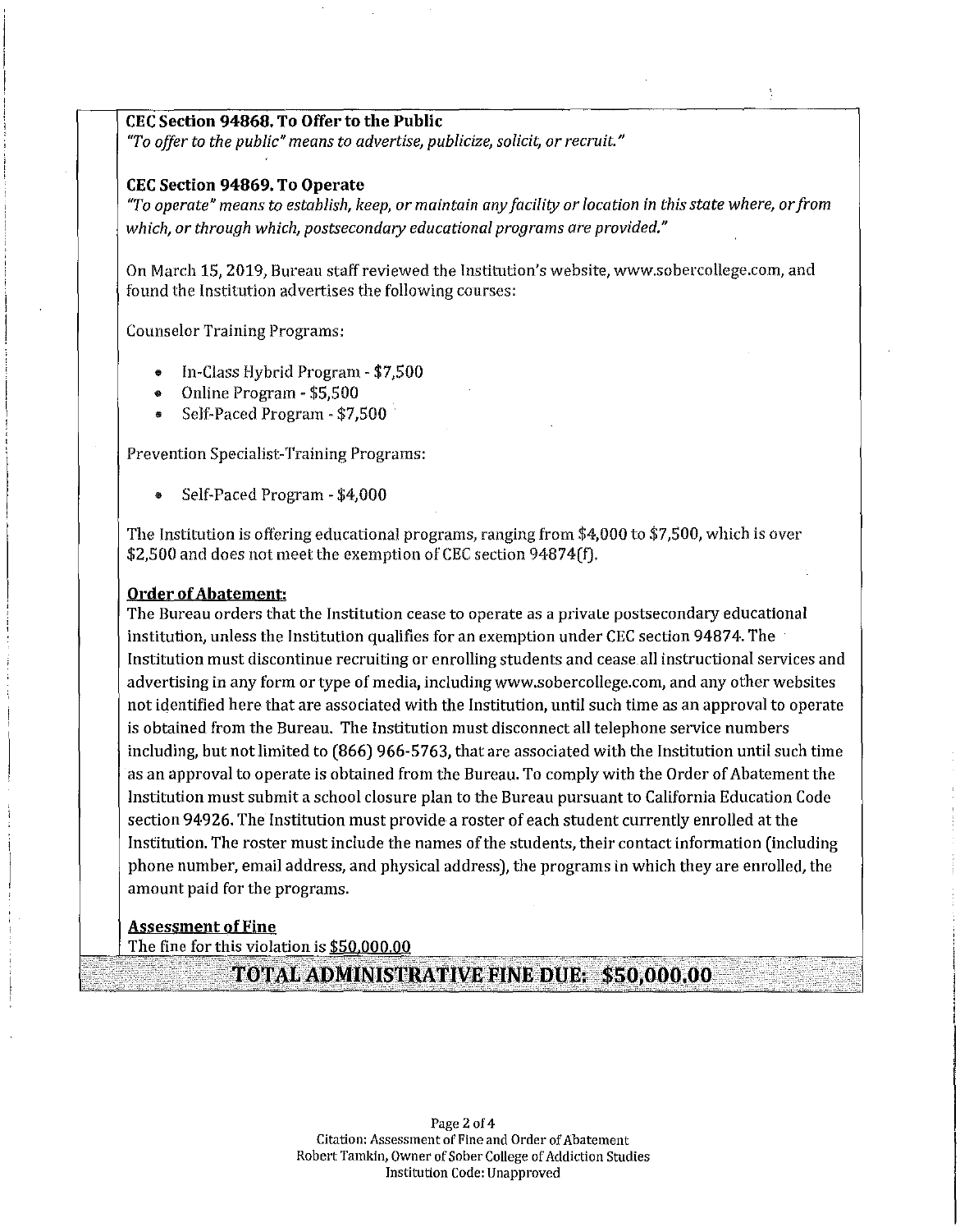**CEC Section 94868. To Offer to the Public**

*"To offer to the public" means to advertise, publicize, solicit, or recruit."*

**CEC Section 94869. To Operate**

*"To operate" means to establish, keep, or maintain any facility or location in this state where, or from which, or through which, postsecondary educational programs are provided."*

On March 15, 2019, Bureau staff reviewed the Institution's website, www.sobercollege.com, and found the Institution advertises the following courses:

Counselor Training Programs:

- In-Class Hybrid Program - $7,500
- Online Program - $5,500
- Self-Paced Program - $7,500

Prevention Specialist-Training Programs:

- Self-Paced Program - $4,000

The Institution is offering educational programs, ranging from $4,000 to $7,500, which is over $2,500 and does not meet the exemption of CEC section 94874(f).

**Order of Abatement:**

The Bureau orders that the Institution cease to operate as a private postsecondary educational institution, unless the Institution qualifies for an exemption under CEC section 94874. The Institution must discontinue recruiting or enrolling students and cease all instructional services and advertising in any form or type of media, including www.sobercollege.com, and any other websites not identified here that are associated with the Institution, until such time as an approval to operate is obtained from the Bureau. The Institution must disconnect all telephone service numbers including, but not limited to (866) 966-5763, that are associated with the Institution until such time as an approval to operate is obtained from the Bureau. To comply with the Order of Abatement the Institution must submit a school closure plan to the Bureau pursuant to California Education Code section 94926. The Institution must provide a roster of each student currently enrolled at the Institution. The roster must include the names of the students, their contact information (including phone number, email address, and physical address), the programs in which they are enrolled, the amount paid for the programs.

**Assessment of Fine**

The fine for this violation is $50,000.00

**TOTAL ADMINISTRATIVE FINE DUE: $50,000.00**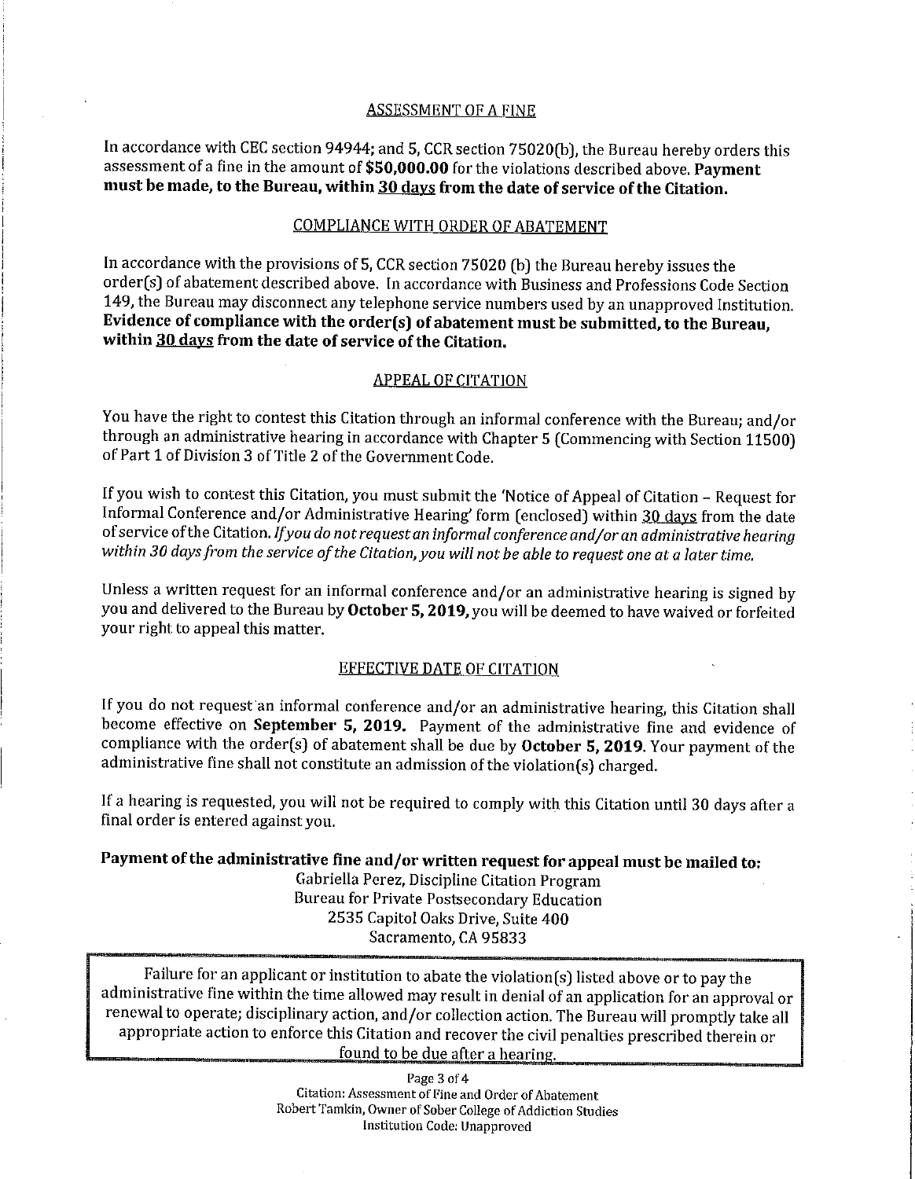## ASSESSMENT OF A FINE

In accordance with CEC section 94944; and 5, CCR section 75020(b), the Bureau hereby orders this assessment of a fine in the amount of **$50,000.00** for the violations described above. **Payment must be made, to the Bureau, within 30 days from the date of service of the Citation.**

## COMPLIANCE WITH ORDER OF ABATEMENT

In accordance with the provisions of 5, CCR section 75020 (b) the Bureau hereby issues the order(s) of abatement described above. In accordance with Business and Professions Code Section 149, the Bureau may disconnect any telephone service numbers used by an unapproved Institution. **Evidence of compliance with the order(s) of abatement must be submitted, to the Bureau, within 30 days from the date of service of the Citation.**

## APPEAL OF CITATION

You have the right to contest this Citation through an informal conference with the Bureau; and/or through an administrative hearing in accordance with Chapter 5 (Commencing with Section 11500) of Part 1 of Division 3 of Title 2 of the Government Code.

If you wish to contest this Citation, you must submit the 'Notice of Appeal of Citation – Request for Informal Conference and/or Administrative Hearing' form (enclosed) within 30 days from the date of service of the Citation. *If you do not request an informal conference and/or an administrative hearing within 30 days from the service of the Citation, you will not be able to request one at a later time.*

Unless a written request for an informal conference and/or an administrative hearing is signed by you and delivered to the Bureau by **October 5, 2019,** you will be deemed to have waived or forfeited your right to appeal this matter.

## EFFECTIVE DATE OF CITATION

If you do not request an informal conference and/or an administrative hearing, this Citation shall become effective on **September 5, 2019.** Payment of the administrative fine and evidence of compliance with the order(s) of abatement shall be due by **October 5, 2019**. Your payment of the administrative fine shall not constitute an admission of the violation(s) charged.

If a hearing is requested, you will not be required to comply with this Citation until 30 days after a final order is entered against you.

**Payment of the administrative fine and/or written request for appeal must be mailed to:**

Gabriella Perez, Discipline Citation Program
Bureau for Private Postsecondary Education
2535 Capitol Oaks Drive, Suite 400
Sacramento, CA 95833

Failure for an applicant or institution to abate the violation(s) listed above or to pay the administrative fine within the time allowed may result in denial of an application for an approval or renewal to operate; disciplinary action, and/or collection action. The Bureau will promptly take all appropriate action to enforce this Citation and recover the civil penalties prescribed therein or found to be due after a hearing.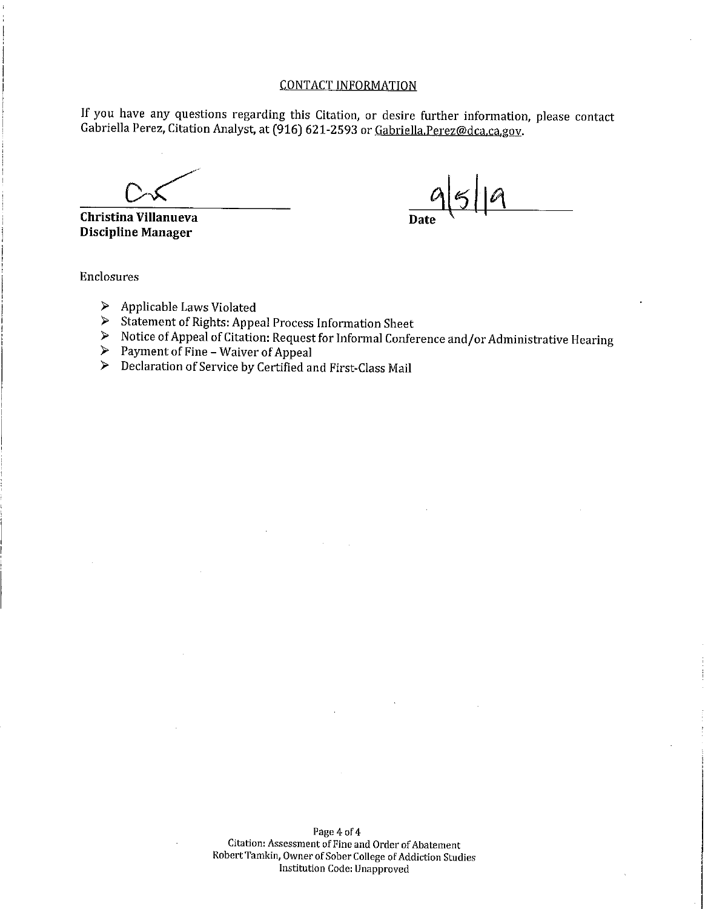## CONTACT INFORMATION

If you have any questions regarding this Citation, or desire further information, please contact Gabriella Perez, Citation Analyst, at (916) 621-2593 or Gabriella.Perez@dca.ca.gov.

**Christina Villanueva**
**Discipline Manager**

Date 9/5/19

Enclosures

- Applicable Laws Violated
- Statement of Rights: Appeal Process Information Sheet
- Notice of Appeal of Citation: Request for Informal Conference and/or Administrative Hearing
- Payment of Fine – Waiver of Appeal
- Declaration of Service by Certified and First-Class Mail